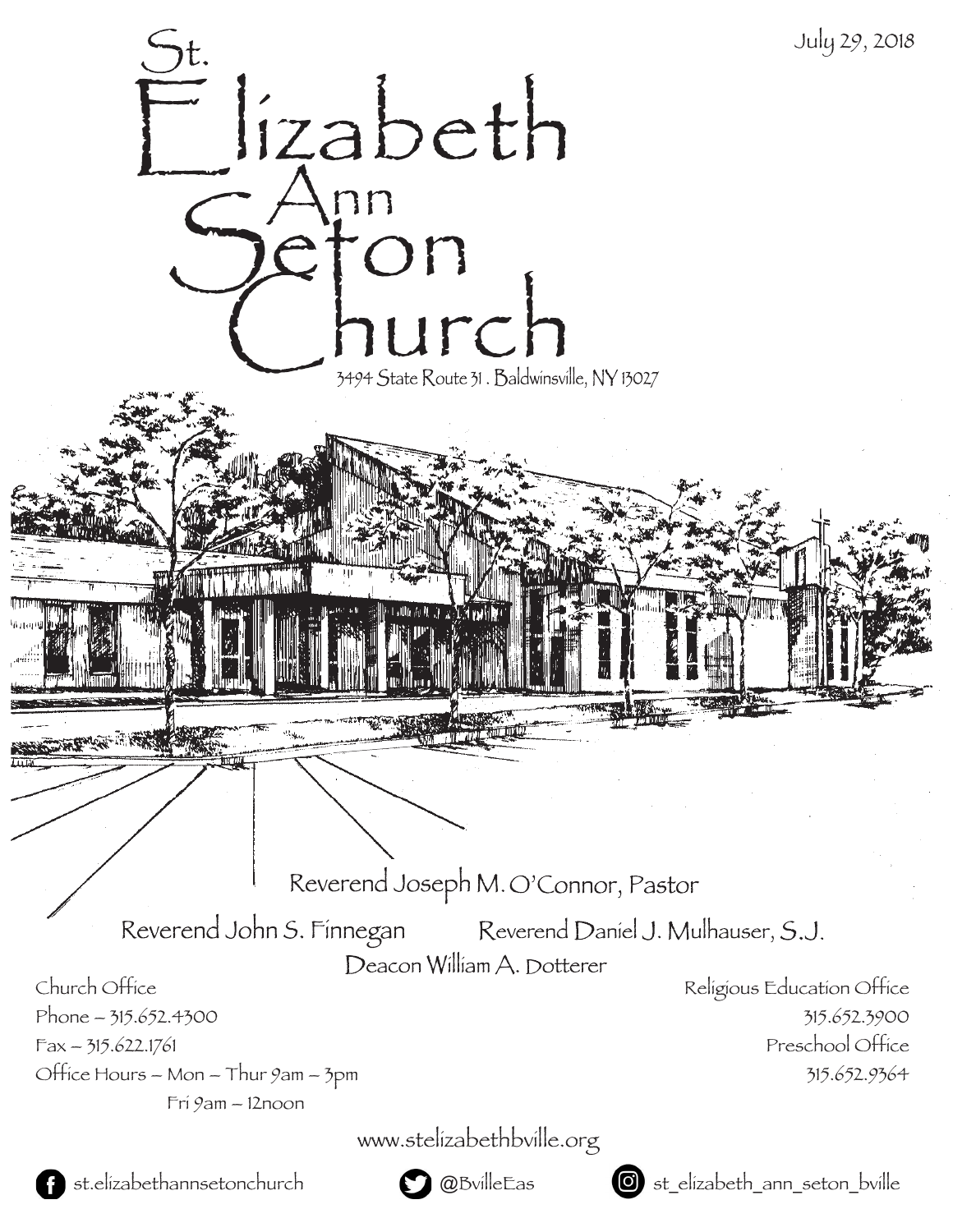July 29, 2018

# St. Elizabeth Ann Seton Church

3494 State Route 31 . Baldwinsville, NY 13027

Reverend Joseph M. O'Connor, Pastor

Reverend John S. Finnegan

Reverend Daniel J. Mulhauser, S.J.

Deacon William A. Dotterer

Church Office
Phone – 315.652.4300
Fax – 315.622.1761
Office Hours – Mon – Thur 9am – 3pm
Fri 9am – 12noon

Religious Education Office
315.652.3900
Preschool Office
315.652.9364

www.stelizabethbville.org

st.elizabethannsetonchurch

@BvilleEas

st_elizabeth_ann_seton_bville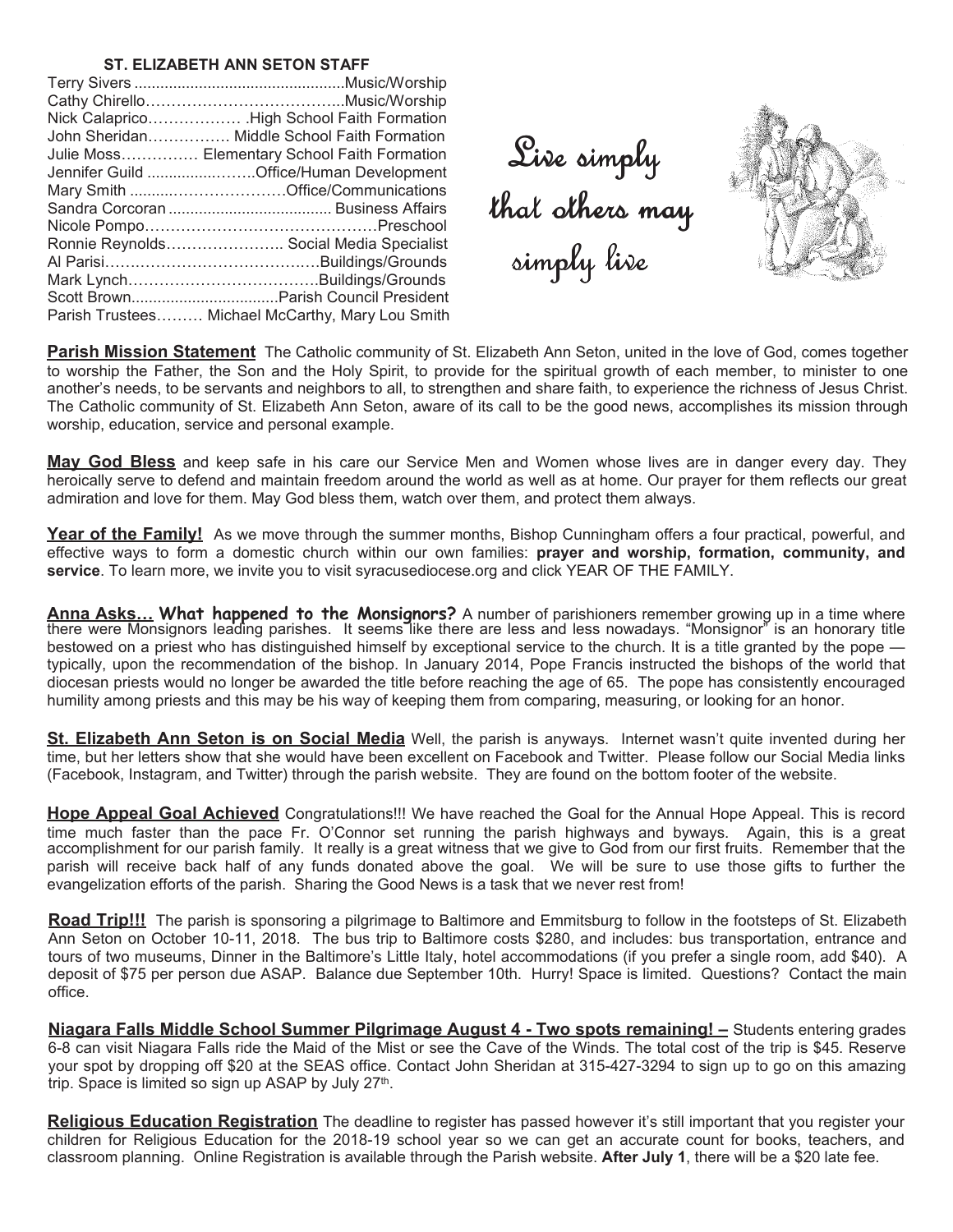## ST. ELIZABETH ANN SETON STAFF

| | |
|---|---|
| Terry Sivers | Music/Worship |
| Cathy Chirello | Music/Worship |
| Nick Calaprico | High School Faith Formation |
| John Sheridan | Middle School Faith Formation |
| Julie Moss | Elementary School Faith Formation |
| Jennifer Guild | Office/Human Development |
| Mary Smith | Office/Communications |
| Sandra Corcoran | Business Affairs |
| Nicole Pompo | Preschool |
| Ronnie Reynolds | Social Media Specialist |
| Al Parisi | Buildings/Grounds |
| Mark Lynch | Buildings/Grounds |
| Scott Brown | Parish Council President |
| Parish Trustees | Michael McCarthy, Mary Lou Smith |

*Live simply that others may simply live*

**Parish Mission Statement** The Catholic community of St. Elizabeth Ann Seton, united in the love of God, comes together to worship the Father, the Son and the Holy Spirit, to provide for the spiritual growth of each member, to minister to one another's needs, to be servants and neighbors to all, to strengthen and share faith, to experience the richness of Jesus Christ. The Catholic community of St. Elizabeth Ann Seton, aware of its call to be the good news, accomplishes its mission through worship, education, service and personal example.

**May God Bless** and keep safe in his care our Service Men and Women whose lives are in danger every day. They heroically serve to defend and maintain freedom around the world as well as at home. Our prayer for them reflects our great admiration and love for them. May God bless them, watch over them, and protect them always.

**Year of the Family!** As we move through the summer months, Bishop Cunningham offers a four practical, powerful, and effective ways to form a domestic church within our own families: **prayer and worship, formation, community, and service**. To learn more, we invite you to visit syracusediocese.org and click YEAR OF THE FAMILY.

**Anna Asks… What happened to the Monsignors?** A number of parishioners remember growing up in a time where there were Monsignors leading parishes. It seems like there are less and less nowadays. "Monsignor" is an honorary title bestowed on a priest who has distinguished himself by exceptional service to the church. It is a title granted by the pope — typically, upon the recommendation of the bishop. In January 2014, Pope Francis instructed the bishops of the world that diocesan priests would no longer be awarded the title before reaching the age of 65. The pope has consistently encouraged humility among priests and this may be his way of keeping them from comparing, measuring, or looking for an honor.

**St. Elizabeth Ann Seton is on Social Media** Well, the parish is anyways. Internet wasn't quite invented during her time, but her letters show that she would have been excellent on Facebook and Twitter. Please follow our Social Media links (Facebook, Instagram, and Twitter) through the parish website. They are found on the bottom footer of the website.

**Hope Appeal Goal Achieved** Congratulations!!! We have reached the Goal for the Annual Hope Appeal. This is record time much faster than the pace Fr. O'Connor set running the parish highways and byways. Again, this is a great accomplishment for our parish family. It really is a great witness that we give to God from our first fruits. Remember that the parish will receive back half of any funds donated above the goal. We will be sure to use those gifts to further the evangelization efforts of the parish. Sharing the Good News is a task that we never rest from!

**Road Trip!!!** The parish is sponsoring a pilgrimage to Baltimore and Emmitsburg to follow in the footsteps of St. Elizabeth Ann Seton on October 10-11, 2018. The bus trip to Baltimore costs $280, and includes: bus transportation, entrance and tours of two museums, Dinner in the Baltimore's Little Italy, hotel accommodations (if you prefer a single room, add $40). A deposit of $75 per person due ASAP. Balance due September 10th. Hurry! Space is limited. Questions? Contact the main office.

**Niagara Falls Middle School Summer Pilgrimage August 4 - Two spots remaining! –** Students entering grades 6-8 can visit Niagara Falls ride the Maid of the Mist or see the Cave of the Winds. The total cost of the trip is $45. Reserve your spot by dropping off $20 at the SEAS office. Contact John Sheridan at 315-427-3294 to sign up to go on this amazing trip. Space is limited so sign up ASAP by July 27th.

**Religious Education Registration** The deadline to register has passed however it's still important that you register your children for Religious Education for the 2018-19 school year so we can get an accurate count for books, teachers, and classroom planning. Online Registration is available through the Parish website. **After July 1**, there will be a $20 late fee.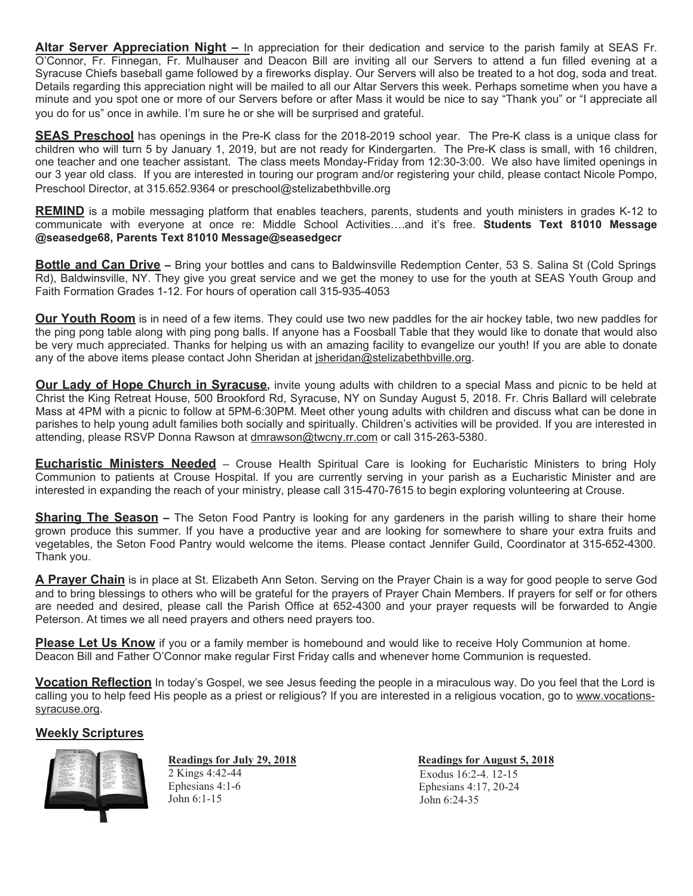**Altar Server Appreciation Night –** In appreciation for their dedication and service to the parish family at SEAS Fr. O'Connor, Fr. Finnegan, Fr. Mulhauser and Deacon Bill are inviting all our Servers to attend a fun filled evening at a Syracuse Chiefs baseball game followed by a fireworks display. Our Servers will also be treated to a hot dog, soda and treat. Details regarding this appreciation night will be mailed to all our Altar Servers this week. Perhaps sometime when you have a minute and you spot one or more of our Servers before or after Mass it would be nice to say "Thank you" or "I appreciate all you do for us" once in awhile. I'm sure he or she will be surprised and grateful.

**SEAS Preschool** has openings in the Pre-K class for the 2018-2019 school year. The Pre-K class is a unique class for children who will turn 5 by January 1, 2019, but are not ready for Kindergarten. The Pre-K class is small, with 16 children, one teacher and one teacher assistant. The class meets Monday-Friday from 12:30-3:00. We also have limited openings in our 3 year old class. If you are interested in touring our program and/or registering your child, please contact Nicole Pompo, Preschool Director, at 315.652.9364 or preschool@stelizabethbville.org

**REMIND** is a mobile messaging platform that enables teachers, parents, students and youth ministers in grades K-12 to communicate with everyone at once re: Middle School Activities….and it's free. **Students Text 81010 Message @seasedge68, Parents Text 81010 Message@seasedgecr**

**Bottle and Can Drive –** Bring your bottles and cans to Baldwinsville Redemption Center, 53 S. Salina St (Cold Springs Rd), Baldwinsville, NY. They give you great service and we get the money to use for the youth at SEAS Youth Group and Faith Formation Grades 1-12. For hours of operation call 315-935-4053

**Our Youth Room** is in need of a few items. They could use two new paddles for the air hockey table, two new paddles for the ping pong table along with ping pong balls. If anyone has a Foosball Table that they would like to donate that would also be very much appreciated. Thanks for helping us with an amazing facility to evangelize our youth! If you are able to donate any of the above items please contact John Sheridan at jsheridan@stelizabethbville.org.

**Our Lady of Hope Church in Syracuse,** invite young adults with children to a special Mass and picnic to be held at Christ the King Retreat House, 500 Brookford Rd, Syracuse, NY on Sunday August 5, 2018. Fr. Chris Ballard will celebrate Mass at 4PM with a picnic to follow at 5PM-6:30PM. Meet other young adults with children and discuss what can be done in parishes to help young adult families both socially and spiritually. Children's activities will be provided. If you are interested in attending, please RSVP Donna Rawson at dmrawson@twcny.rr.com or call 315-263-5380.

**Eucharistic Ministers Needed** – Crouse Health Spiritual Care is looking for Eucharistic Ministers to bring Holy Communion to patients at Crouse Hospital. If you are currently serving in your parish as a Eucharistic Minister and are interested in expanding the reach of your ministry, please call 315-470-7615 to begin exploring volunteering at Crouse.

**Sharing The Season –** The Seton Food Pantry is looking for any gardeners in the parish willing to share their home grown produce this summer. If you have a productive year and are looking for somewhere to share your extra fruits and vegetables, the Seton Food Pantry would welcome the items. Please contact Jennifer Guild, Coordinator at 315-652-4300. Thank you.

**A Prayer Chain** is in place at St. Elizabeth Ann Seton. Serving on the Prayer Chain is a way for good people to serve God and to bring blessings to others who will be grateful for the prayers of Prayer Chain Members. If prayers for self or for others are needed and desired, please call the Parish Office at 652-4300 and your prayer requests will be forwarded to Angie Peterson. At times we all need prayers and others need prayers too.

**Please Let Us Know** if you or a family member is homebound and would like to receive Holy Communion at home. Deacon Bill and Father O'Connor make regular First Friday calls and whenever home Communion is requested.

**Vocation Reflection** In today's Gospel, we see Jesus feeding the people in a miraculous way. Do you feel that the Lord is calling you to help feed His people as a priest or religious? If you are interested in a religious vocation, go to www.vocations-syracuse.org.

## Weekly Scriptures

**Readings for July 29, 2018**
2 Kings 4:42-44
Ephesians 4:1-6
John 6:1-15

**Readings for August 5, 2018**
Exodus 16:2-4. 12-15
Ephesians 4:17, 20-24
John 6:24-35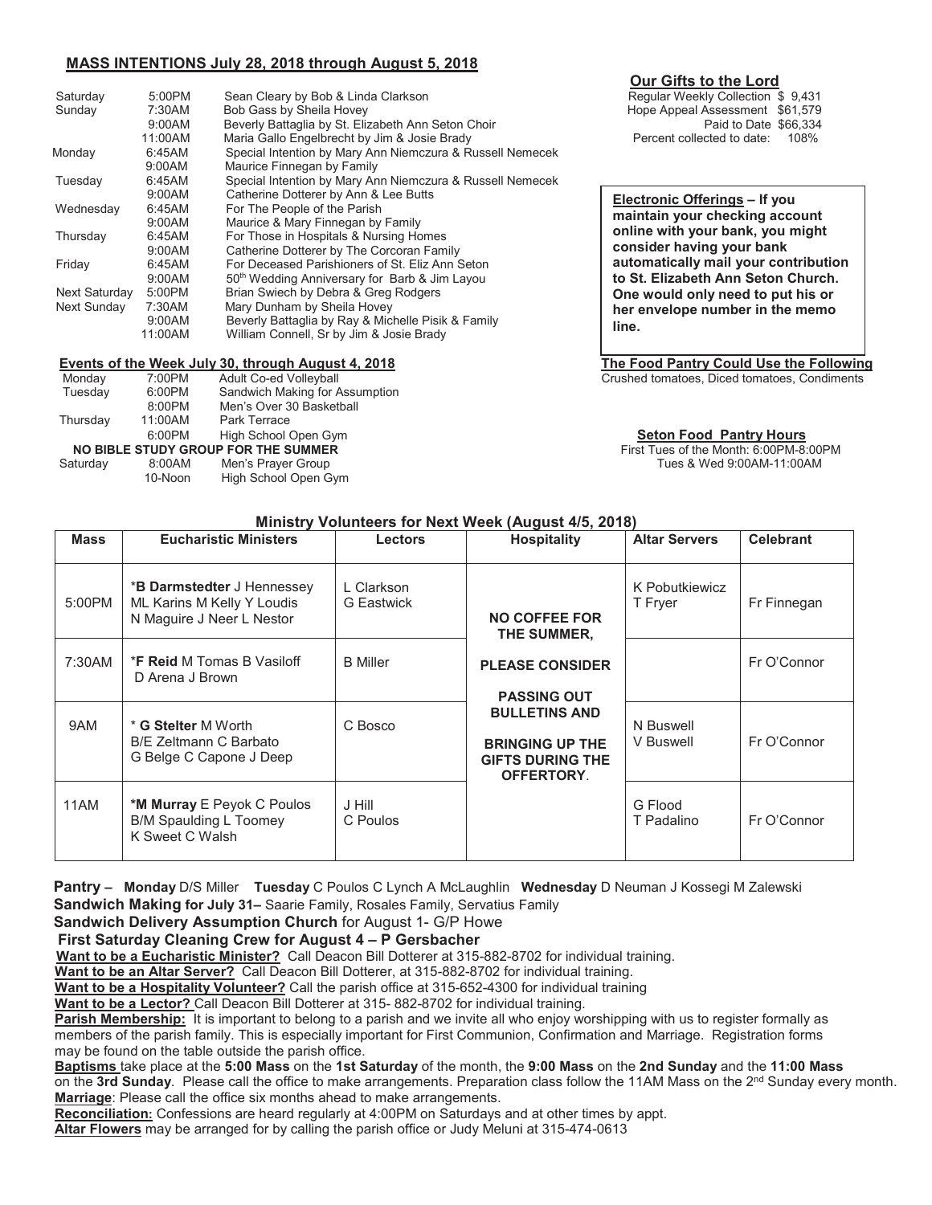## MASS INTENTIONS July 28, 2018 through August 5, 2018

| | | |
|---|---|---|
| Saturday | 5:00PM | Sean Cleary by Bob & Linda Clarkson |
| Sunday | 7:30AM | Bob Gass by Sheila Hovey |
| | 9:00AM | Beverly Battaglia by St. Elizabeth Ann Seton Choir |
| | 11:00AM | Maria Gallo Engelbrecht by Jim & Josie Brady |
| Monday | 6:45AM | Special Intention by Mary Ann Niemczura & Russell Nemecek |
| | 9:00AM | Maurice Finnegan by Family |
| Tuesday | 6:45AM | Special Intention by Mary Ann Niemczura & Russell Nemecek |
| | 9:00AM | Catherine Dotterer by Ann & Lee Butts |
| Wednesday | 6:45AM | For The People of the Parish |
| | 9:00AM | Maurice & Mary Finnegan by Family |
| Thursday | 6:45AM | For Those in Hospitals & Nursing Homes |
| | 9:00AM | Catherine Dotterer by The Corcoran Family |
| Friday | 6:45AM | For Deceased Parishioners of St. Eliz Ann Seton |
| | 9:00AM | 50th Wedding Anniversary for Barb & Jim Layou |
| Next Saturday | 5:00PM | Brian Swiech by Debra & Greg Rodgers |
| Next Sunday | 7:30AM | Mary Dunham by Sheila Hovey |
| | 9:00AM | Beverly Battaglia by Ray & Michelle Pisik & Family |
| | 11:00AM | William Connell, Sr by Jim & Josie Brady |

## Events of the Week July 30, through August 4, 2018

| | | |
|---|---|---|
| Monday | 7:00PM | Adult Co-ed Volleyball |
| Tuesday | 6:00PM | Sandwich Making for Assumption |
| | 8:00PM | Men's Over 30 Basketball |
| Thursday | 11:00AM | Park Terrace |
| | 6:00PM | High School Open Gym |
| **NO BIBLE STUDY GROUP FOR THE SUMMER** | | |
| Saturday | 8:00AM | Men's Prayer Group |
| | 10-Noon | High School Open Gym |

## Our Gifts to the Lord

Regular Weekly Collection $ 9,431
Hope Appeal Assessment $61,579
Paid to Date $66,334
Percent collected to date: 108%

**Electronic Offerings – If you maintain your checking account online with your bank, you might consider having your bank automatically mail your contribution to St. Elizabeth Ann Seton Church. One would only need to put his or her envelope number in the memo line.**

**The Food Pantry Could Use the Following**
Crushed tomatoes, Diced tomatoes, Condiments

**Seton Food Pantry Hours**
First Tues of the Month: 6:00PM-8:00PM
Tues & Wed 9:00AM-11:00AM

## Ministry Volunteers for Next Week (August 4/5, 2018)

| Mass | Eucharistic Ministers | Lectors | Hospitality | Altar Servers | Celebrant |
|---|---|---|---|---|---|
| 5:00PM | *B **Darmstedter** J Hennessey ML Karins M Kelly Y Loudis N Maguire J Neer L Nestor | L Clarkson G Eastwick | **NO COFFEE FOR THE SUMMER, PLEASE CONSIDER PASSING OUT BULLETINS AND BRINGING UP THE GIFTS DURING THE OFFERTORY.** | K Pobutkiewicz T Fryer | Fr Finnegan |
| 7:30AM | ***F Reid** M Tomas B Vasiloff D Arena J Brown | B Miller | | | Fr O'Connor |
| 9AM | * **G Stelter** M Worth B/E Zeltmann C Barbato G Belge C Capone J Deep | C Bosco | | N Buswell V Buswell | Fr O'Connor |
| 11AM | ***M Murray** E Peyok C Poulos B/M Spaulding L Toomey K Sweet C Walsh | J Hill C Poulos | | G Flood T Padalino | Fr O'Connor |

**Pantry – Monday** D/S Miller **Tuesday** C Poulos C Lynch A McLaughlin **Wednesday** D Neuman J Kossegi M Zalewski
**Sandwich Making for July 31–** Saarie Family, Rosales Family, Servatius Family
**Sandwich Delivery Assumption Church** for August 1- G/P Howe
**First Saturday Cleaning Crew for August 4 – P Gersbacher**
**Want to be a Eucharistic Minister?** Call Deacon Bill Dotterer at 315-882-8702 for individual training.
**Want to be an Altar Server?** Call Deacon Bill Dotterer, at 315-882-8702 for individual training.
**Want to be a Hospitality Volunteer?** Call the parish office at 315-652-4300 for individual training
**Want to be a Lector?** Call Deacon Bill Dotterer at 315- 882-8702 for individual training.
**Parish Membership:** It is important to belong to a parish and we invite all who enjoy worshipping with us to register formally as members of the parish family. This is especially important for First Communion, Confirmation and Marriage. Registration forms may be found on the table outside the parish office.
**Baptisms** take place at the **5:00 Mass** on the **1st Saturday** of the month, the **9:00 Mass** on the **2nd Sunday** and the **11:00 Mass** on the **3rd Sunday**. Please call the office to make arrangements. Preparation class follow the 11AM Mass on the 2nd Sunday every month.
**Marriage**: Please call the office six months ahead to make arrangements.
**Reconciliation:** Confessions are heard regularly at 4:00PM on Saturdays and at other times by appt.
**Altar Flowers** may be arranged for by calling the parish office or Judy Meluni at 315-474-0613